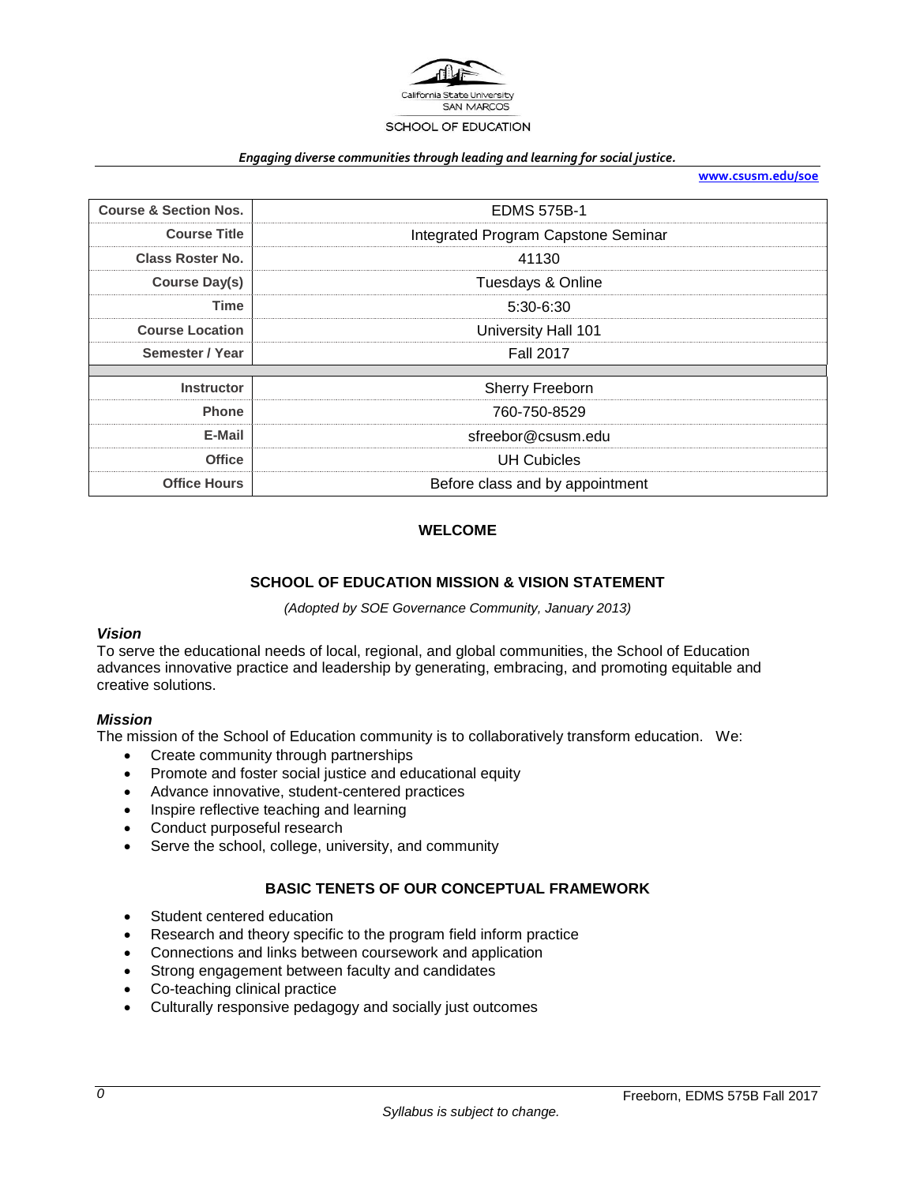California State University SAN MARCOS

SCHOOL OF EDUCATION

*Engaging diverse communities through leading and learning for social justice.*

**www.csusm.edu/soe**

| **Course & Section Nos.** | EDMS 575B-1 |
|---|---|
| **Course Title** | Integrated Program Capstone Seminar |
| **Class Roster No.** | 41130 |
| **Course Day(s)** | Tuesdays & Online |
| **Time** | 5:30-6:30 |
| **Course Location** | University Hall 101 |
| **Semester / Year** | Fall 2017 |
| | |
| **Instructor** | Sherry Freeborn |
| **Phone** | 760-750-8529 |
| **E-Mail** | sfreebor@csusm.edu |
| **Office** | UH Cubicles |
| **Office Hours** | Before class and by appointment |

## WELCOME

## SCHOOL OF EDUCATION MISSION & VISION STATEMENT

*(Adopted by SOE Governance Community, January 2013)*

### *Vision*

To serve the educational needs of local, regional, and global communities, the School of Education advances innovative practice and leadership by generating, embracing, and promoting equitable and creative solutions.

### *Mission*

The mission of the School of Education community is to collaboratively transform education. We:

- Create community through partnerships
- Promote and foster social justice and educational equity
- Advance innovative, student-centered practices
- Inspire reflective teaching and learning
- Conduct purposeful research
- Serve the school, college, university, and community

## BASIC TENETS OF OUR CONCEPTUAL FRAMEWORK

- Student centered education
- Research and theory specific to the program field inform practice
- Connections and links between coursework and application
- Strong engagement between faculty and candidates
- Co-teaching clinical practice
- Culturally responsive pedagogy and socially just outcomes

*Syllabus is subject to change.*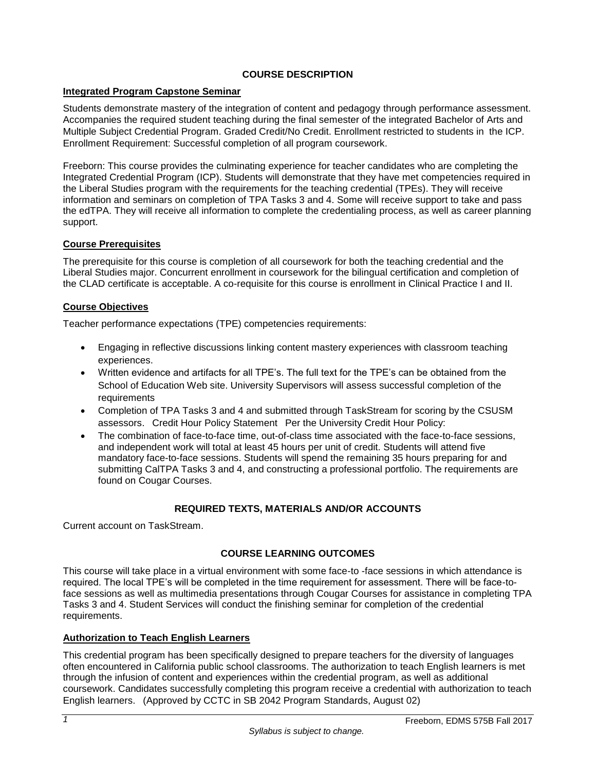## COURSE DESCRIPTION

### Integrated Program Capstone Seminar

Students demonstrate mastery of the integration of content and pedagogy through performance assessment. Accompanies the required student teaching during the final semester of the integrated Bachelor of Arts and Multiple Subject Credential Program. Graded Credit/No Credit. Enrollment restricted to students in the ICP. Enrollment Requirement: Successful completion of all program coursework.

Freeborn: This course provides the culminating experience for teacher candidates who are completing the Integrated Credential Program (ICP). Students will demonstrate that they have met competencies required in the Liberal Studies program with the requirements for the teaching credential (TPEs). They will receive information and seminars on completion of TPA Tasks 3 and 4. Some will receive support to take and pass the edTPA. They will receive all information to complete the credentialing process, as well as career planning support.

### Course Prerequisites

The prerequisite for this course is completion of all coursework for both the teaching credential and the Liberal Studies major. Concurrent enrollment in coursework for the bilingual certification and completion of the CLAD certificate is acceptable. A co-requisite for this course is enrollment in Clinical Practice I and II.

### Course Objectives

Teacher performance expectations (TPE) competencies requirements:

- Engaging in reflective discussions linking content mastery experiences with classroom teaching experiences.
- Written evidence and artifacts for all TPE's. The full text for the TPE's can be obtained from the School of Education Web site. University Supervisors will assess successful completion of the requirements
- Completion of TPA Tasks 3 and 4 and submitted through TaskStream for scoring by the CSUSM assessors. Credit Hour Policy Statement Per the University Credit Hour Policy:
- The combination of face-to-face time, out-of-class time associated with the face-to-face sessions, and independent work will total at least 45 hours per unit of credit. Students will attend five mandatory face-to-face sessions. Students will spend the remaining 35 hours preparing for and submitting CalTPA Tasks 3 and 4, and constructing a professional portfolio. The requirements are found on Cougar Courses.

## REQUIRED TEXTS, MATERIALS AND/OR ACCOUNTS

Current account on TaskStream.

## COURSE LEARNING OUTCOMES

This course will take place in a virtual environment with some face-to -face sessions in which attendance is required. The local TPE's will be completed in the time requirement for assessment. There will be face-to-face sessions as well as multimedia presentations through Cougar Courses for assistance in completing TPA Tasks 3 and 4. Student Services will conduct the finishing seminar for completion of the credential requirements.

### Authorization to Teach English Learners

This credential program has been specifically designed to prepare teachers for the diversity of languages often encountered in California public school classrooms. The authorization to teach English learners is met through the infusion of content and experiences within the credential program, as well as additional coursework. Candidates successfully completing this program receive a credential with authorization to teach English learners. (Approved by CCTC in SB 2042 Program Standards, August 02)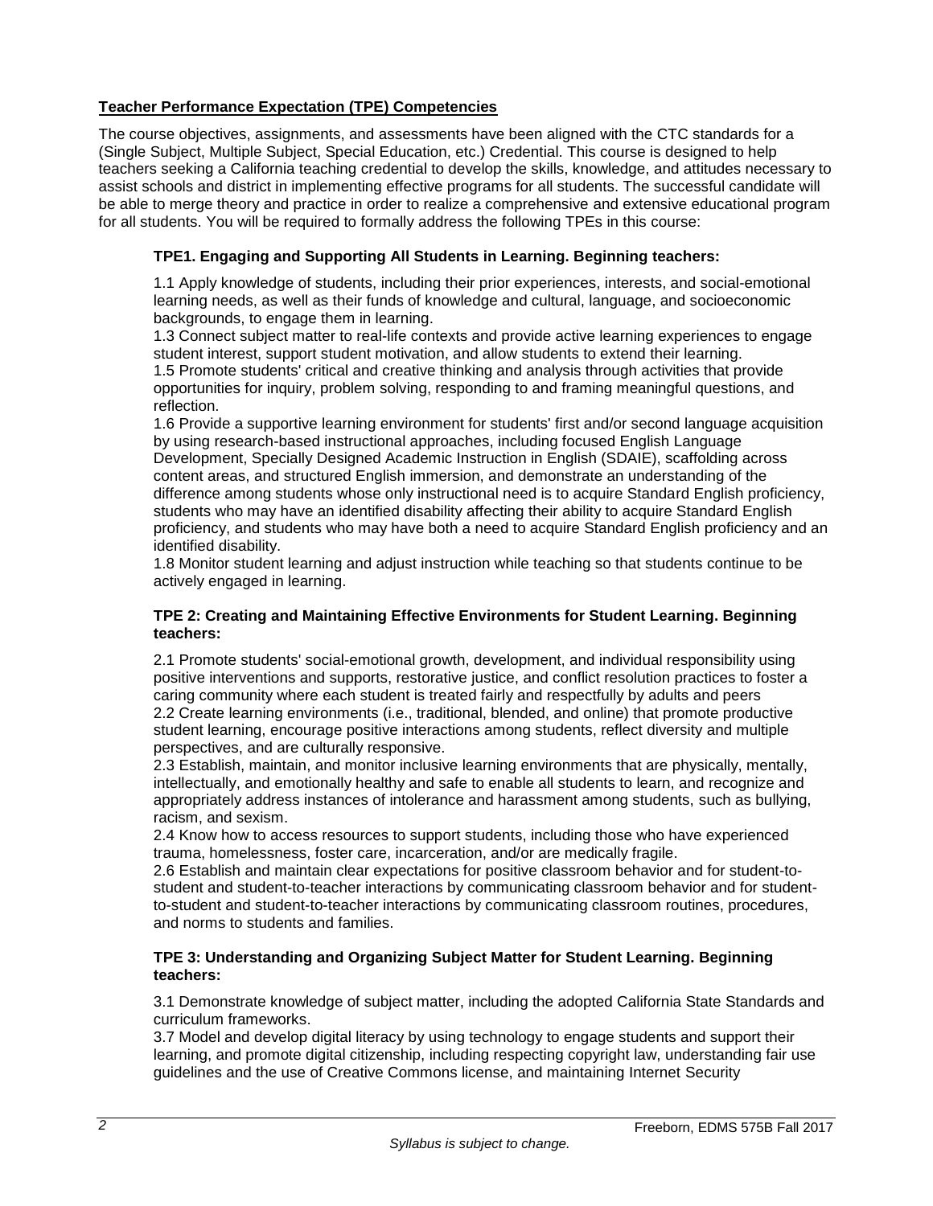**Teacher Performance Expectation (TPE) Competencies**

The course objectives, assignments, and assessments have been aligned with the CTC standards for a (Single Subject, Multiple Subject, Special Education, etc.) Credential. This course is designed to help teachers seeking a California teaching credential to develop the skills, knowledge, and attitudes necessary to assist schools and district in implementing effective programs for all students. The successful candidate will be able to merge theory and practice in order to realize a comprehensive and extensive educational program for all students. You will be required to formally address the following TPEs in this course:

### TPE1. Engaging and Supporting All Students in Learning. Beginning teachers:

1.1 Apply knowledge of students, including their prior experiences, interests, and social-emotional learning needs, as well as their funds of knowledge and cultural, language, and socioeconomic backgrounds, to engage them in learning.
1.3 Connect subject matter to real-life contexts and provide active learning experiences to engage student interest, support student motivation, and allow students to extend their learning.
1.5 Promote students' critical and creative thinking and analysis through activities that provide opportunities for inquiry, problem solving, responding to and framing meaningful questions, and reflection.
1.6 Provide a supportive learning environment for students' first and/or second language acquisition by using research-based instructional approaches, including focused English Language Development, Specially Designed Academic Instruction in English (SDAIE), scaffolding across content areas, and structured English immersion, and demonstrate an understanding of the difference among students whose only instructional need is to acquire Standard English proficiency, students who may have an identified disability affecting their ability to acquire Standard English proficiency, and students who may have both a need to acquire Standard English proficiency and an identified disability.
1.8 Monitor student learning and adjust instruction while teaching so that students continue to be actively engaged in learning.

### TPE 2: Creating and Maintaining Effective Environments for Student Learning. Beginning teachers:

2.1 Promote students' social-emotional growth, development, and individual responsibility using positive interventions and supports, restorative justice, and conflict resolution practices to foster a caring community where each student is treated fairly and respectfully by adults and peers
2.2 Create learning environments (i.e., traditional, blended, and online) that promote productive student learning, encourage positive interactions among students, reflect diversity and multiple perspectives, and are culturally responsive.
2.3 Establish, maintain, and monitor inclusive learning environments that are physically, mentally, intellectually, and emotionally healthy and safe to enable all students to learn, and recognize and appropriately address instances of intolerance and harassment among students, such as bullying, racism, and sexism.
2.4 Know how to access resources to support students, including those who have experienced trauma, homelessness, foster care, incarceration, and/or are medically fragile.
2.6 Establish and maintain clear expectations for positive classroom behavior and for student-to-student and student-to-teacher interactions by communicating classroom behavior and for student-to-student and student-to-teacher interactions by communicating classroom routines, procedures, and norms to students and families.

### TPE 3: Understanding and Organizing Subject Matter for Student Learning. Beginning teachers:

3.1 Demonstrate knowledge of subject matter, including the adopted California State Standards and curriculum frameworks.
3.7 Model and develop digital literacy by using technology to engage students and support their learning, and promote digital citizenship, including respecting copyright law, understanding fair use guidelines and the use of Creative Commons license, and maintaining Internet Security

*Syllabus is subject to change.*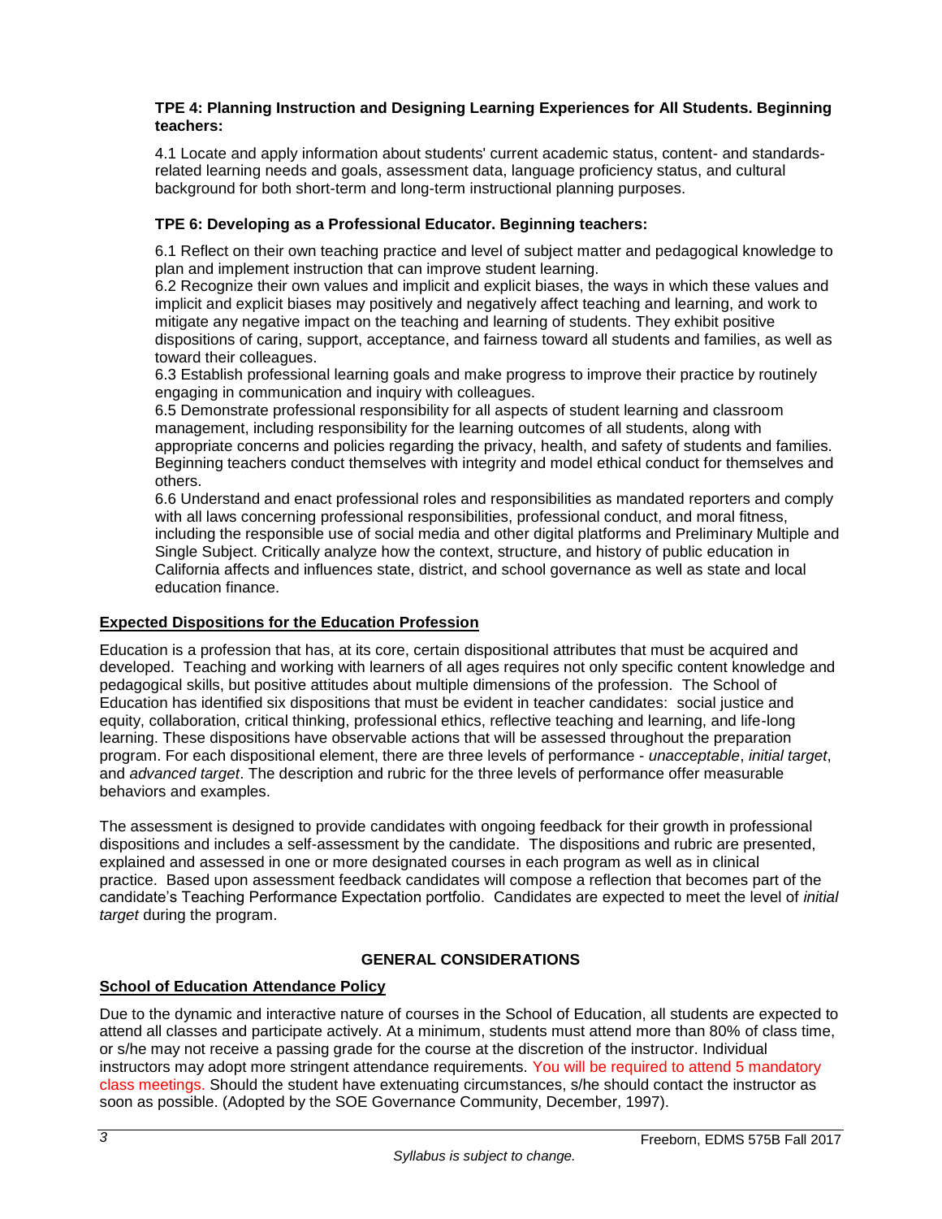**TPE 4: Planning Instruction and Designing Learning Experiences for All Students. Beginning teachers:**

4.1 Locate and apply information about students' current academic status, content- and standards-related learning needs and goals, assessment data, language proficiency status, and cultural background for both short-term and long-term instructional planning purposes.

**TPE 6: Developing as a Professional Educator. Beginning teachers:**

6.1 Reflect on their own teaching practice and level of subject matter and pedagogical knowledge to plan and implement instruction that can improve student learning.
6.2 Recognize their own values and implicit and explicit biases, the ways in which these values and implicit and explicit biases may positively and negatively affect teaching and learning, and work to mitigate any negative impact on the teaching and learning of students. They exhibit positive dispositions of caring, support, acceptance, and fairness toward all students and families, as well as toward their colleagues.
6.3 Establish professional learning goals and make progress to improve their practice by routinely engaging in communication and inquiry with colleagues.
6.5 Demonstrate professional responsibility for all aspects of student learning and classroom management, including responsibility for the learning outcomes of all students, along with appropriate concerns and policies regarding the privacy, health, and safety of students and families. Beginning teachers conduct themselves with integrity and model ethical conduct for themselves and others.
6.6 Understand and enact professional roles and responsibilities as mandated reporters and comply with all laws concerning professional responsibilities, professional conduct, and moral fitness, including the responsible use of social media and other digital platforms and Preliminary Multiple and Single Subject. Critically analyze how the context, structure, and history of public education in California affects and influences state, district, and school governance as well as state and local education finance.

**Expected Dispositions for the Education Profession**

Education is a profession that has, at its core, certain dispositional attributes that must be acquired and developed. Teaching and working with learners of all ages requires not only specific content knowledge and pedagogical skills, but positive attitudes about multiple dimensions of the profession. The School of Education has identified six dispositions that must be evident in teacher candidates: social justice and equity, collaboration, critical thinking, professional ethics, reflective teaching and learning, and life-long learning. These dispositions have observable actions that will be assessed throughout the preparation program. For each dispositional element, there are three levels of performance - *unacceptable*, *initial target*, and *advanced target*. The description and rubric for the three levels of performance offer measurable behaviors and examples.

The assessment is designed to provide candidates with ongoing feedback for their growth in professional dispositions and includes a self-assessment by the candidate. The dispositions and rubric are presented, explained and assessed in one or more designated courses in each program as well as in clinical practice. Based upon assessment feedback candidates will compose a reflection that becomes part of the candidate's Teaching Performance Expectation portfolio. Candidates are expected to meet the level of *initial target* during the program.

## GENERAL CONSIDERATIONS

**School of Education Attendance Policy**

Due to the dynamic and interactive nature of courses in the School of Education, all students are expected to attend all classes and participate actively. At a minimum, students must attend more than 80% of class time, or s/he may not receive a passing grade for the course at the discretion of the instructor. Individual instructors may adopt more stringent attendance requirements. You will be required to attend 5 mandatory class meetings. Should the student have extenuating circumstances, s/he should contact the instructor as soon as possible. (Adopted by the SOE Governance Community, December, 1997).

*Syllabus is subject to change.*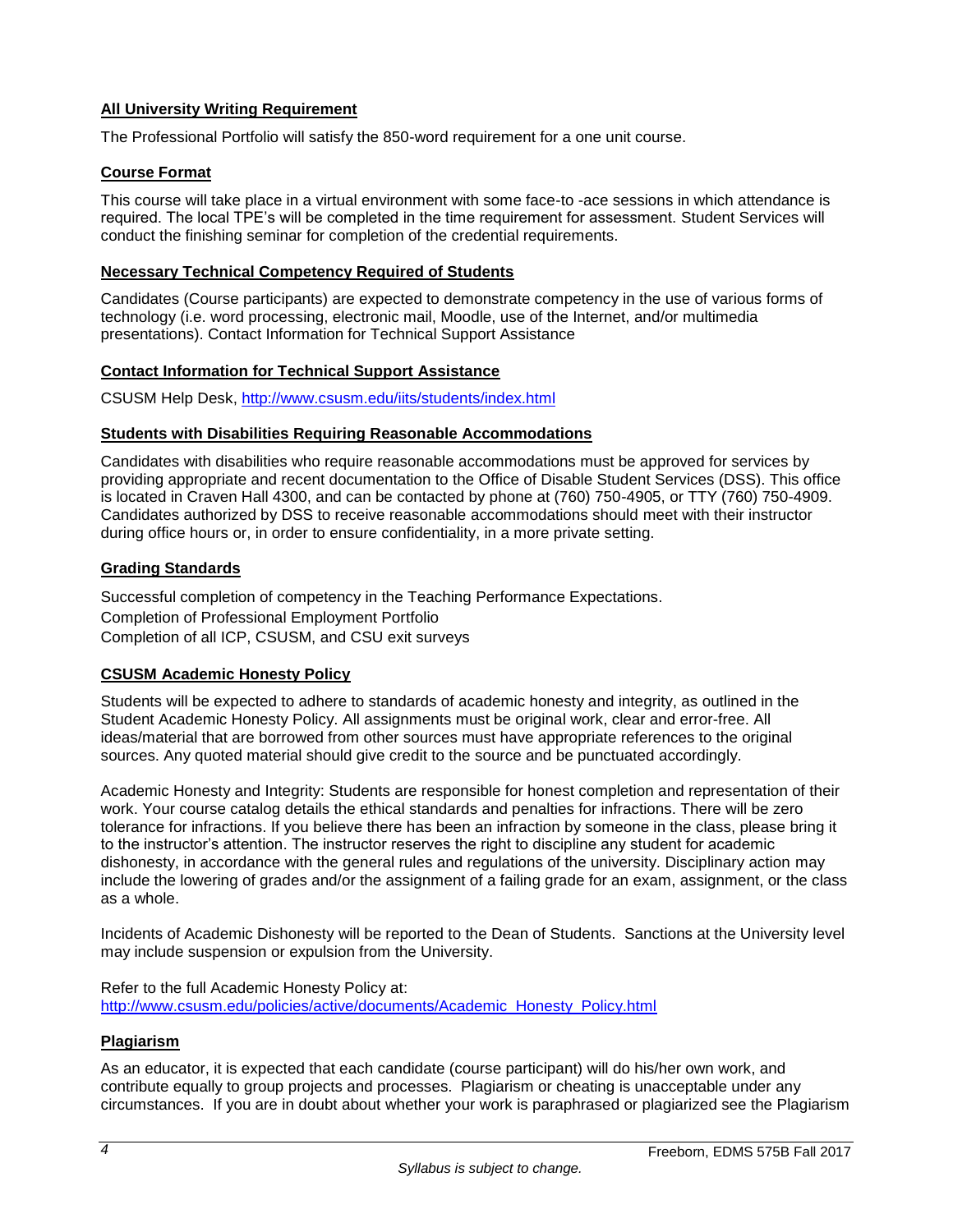### All University Writing Requirement

The Professional Portfolio will satisfy the 850-word requirement for a one unit course.

### Course Format

This course will take place in a virtual environment with some face-to -ace sessions in which attendance is required. The local TPE's will be completed in the time requirement for assessment. Student Services will conduct the finishing seminar for completion of the credential requirements.

### Necessary Technical Competency Required of Students

Candidates (Course participants) are expected to demonstrate competency in the use of various forms of technology (i.e. word processing, electronic mail, Moodle, use of the Internet, and/or multimedia presentations). Contact Information for Technical Support Assistance

### Contact Information for Technical Support Assistance

CSUSM Help Desk, http://www.csusm.edu/iits/students/index.html

### Students with Disabilities Requiring Reasonable Accommodations

Candidates with disabilities who require reasonable accommodations must be approved for services by providing appropriate and recent documentation to the Office of Disable Student Services (DSS). This office is located in Craven Hall 4300, and can be contacted by phone at (760) 750-4905, or TTY (760) 750-4909. Candidates authorized by DSS to receive reasonable accommodations should meet with their instructor during office hours or, in order to ensure confidentiality, in a more private setting.

### Grading Standards

Successful completion of competency in the Teaching Performance Expectations.
Completion of Professional Employment Portfolio
Completion of all ICP, CSUSM, and CSU exit surveys

### CSUSM Academic Honesty Policy

Students will be expected to adhere to standards of academic honesty and integrity, as outlined in the Student Academic Honesty Policy. All assignments must be original work, clear and error-free. All ideas/material that are borrowed from other sources must have appropriate references to the original sources. Any quoted material should give credit to the source and be punctuated accordingly.

Academic Honesty and Integrity: Students are responsible for honest completion and representation of their work. Your course catalog details the ethical standards and penalties for infractions. There will be zero tolerance for infractions. If you believe there has been an infraction by someone in the class, please bring it to the instructor's attention. The instructor reserves the right to discipline any student for academic dishonesty, in accordance with the general rules and regulations of the university. Disciplinary action may include the lowering of grades and/or the assignment of a failing grade for an exam, assignment, or the class as a whole.

Incidents of Academic Dishonesty will be reported to the Dean of Students. Sanctions at the University level may include suspension or expulsion from the University.

Refer to the full Academic Honesty Policy at:
http://www.csusm.edu/policies/active/documents/Academic_Honesty_Policy.html

### Plagiarism

As an educator, it is expected that each candidate (course participant) will do his/her own work, and contribute equally to group projects and processes. Plagiarism or cheating is unacceptable under any circumstances. If you are in doubt about whether your work is paraphrased or plagiarized see the Plagiarism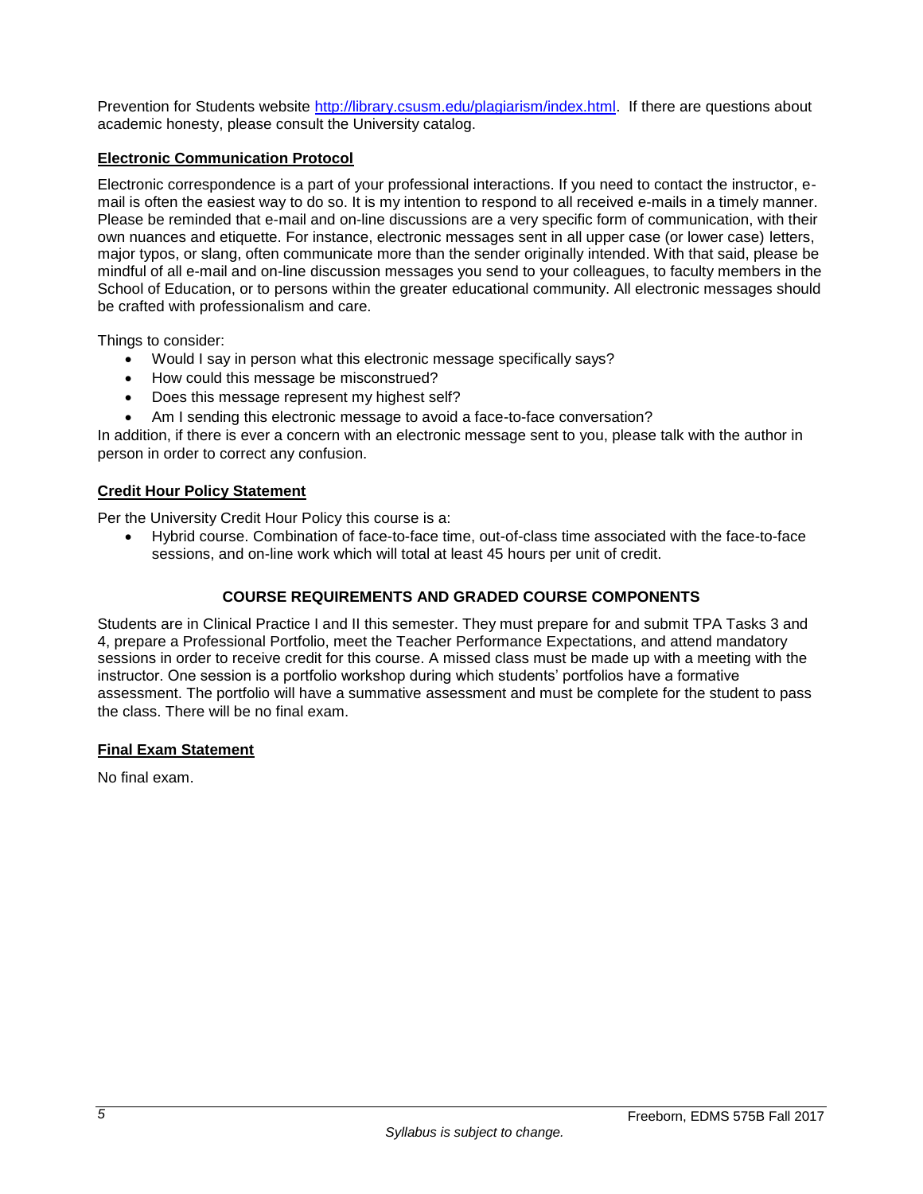Prevention for Students website http://library.csusm.edu/plagiarism/index.html. If there are questions about academic honesty, please consult the University catalog.

### Electronic Communication Protocol

Electronic correspondence is a part of your professional interactions. If you need to contact the instructor, e-mail is often the easiest way to do so. It is my intention to respond to all received e-mails in a timely manner. Please be reminded that e-mail and on-line discussions are a very specific form of communication, with their own nuances and etiquette. For instance, electronic messages sent in all upper case (or lower case) letters, major typos, or slang, often communicate more than the sender originally intended. With that said, please be mindful of all e-mail and on-line discussion messages you send to your colleagues, to faculty members in the School of Education, or to persons within the greater educational community. All electronic messages should be crafted with professionalism and care.

Things to consider:

- Would I say in person what this electronic message specifically says?
- How could this message be misconstrued?
- Does this message represent my highest self?
- Am I sending this electronic message to avoid a face-to-face conversation?

In addition, if there is ever a concern with an electronic message sent to you, please talk with the author in person in order to correct any confusion.

### Credit Hour Policy Statement

Per the University Credit Hour Policy this course is a:

- Hybrid course. Combination of face-to-face time, out-of-class time associated with the face-to-face sessions, and on-line work which will total at least 45 hours per unit of credit.

## COURSE REQUIREMENTS AND GRADED COURSE COMPONENTS

Students are in Clinical Practice I and II this semester. They must prepare for and submit TPA Tasks 3 and 4, prepare a Professional Portfolio, meet the Teacher Performance Expectations, and attend mandatory sessions in order to receive credit for this course. A missed class must be made up with a meeting with the instructor. One session is a portfolio workshop during which students' portfolios have a formative assessment. The portfolio will have a summative assessment and must be complete for the student to pass the class. There will be no final exam.

### Final Exam Statement

No final exam.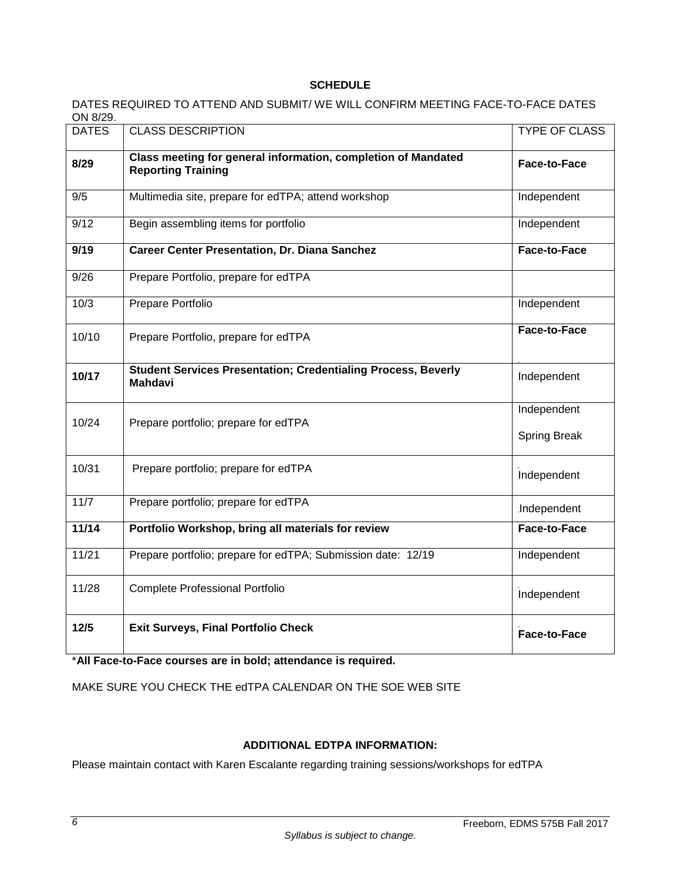## SCHEDULE

DATES REQUIRED TO ATTEND AND SUBMIT/ WE WILL CONFIRM MEETING FACE-TO-FACE DATES ON 8/29.

| DATES | CLASS DESCRIPTION | TYPE OF CLASS |
|---|---|---|
| **8/29** | **Class meeting for general information, completion of Mandated Reporting Training** | **Face-to-Face** |
| 9/5 | Multimedia site, prepare for edTPA; attend workshop | Independent |
| 9/12 | Begin assembling items for portfolio | Independent |
| **9/19** | **Career Center Presentation, Dr. Diana Sanchez** | **Face-to-Face** |
| 9/26 | Prepare Portfolio, prepare for edTPA | |
| 10/3 | Prepare Portfolio | Independent |
| 10/10 | Prepare Portfolio, prepare for edTPA | **Face-to-Face** |
| **10/17** | **Student Services Presentation; Credentialing Process, Beverly Mahdavi** | Independent |
| 10/24 | Prepare portfolio; prepare for edTPA | Independent<br>Spring Break |
| 10/31 | Prepare portfolio; prepare for edTPA | Independent |
| 11/7 | Prepare portfolio; prepare for edTPA | Independent |
| **11/14** | **Portfolio Workshop, bring all materials for review** | **Face-to-Face** |
| 11/21 | Prepare portfolio; prepare for edTPA; Submission date: 12/19 | Independent |
| 11/28 | Complete Professional Portfolio | Independent |
| **12/5** | **Exit Surveys, Final Portfolio Check** | **Face-to-Face** |

\***All Face-to-Face courses are in bold; attendance is required.**

MAKE SURE YOU CHECK THE edTPA CALENDAR ON THE SOE WEB SITE

### ADDITIONAL EDTPA INFORMATION:

Please maintain contact with Karen Escalante regarding training sessions/workshops for edTPA

*Syllabus is subject to change.*